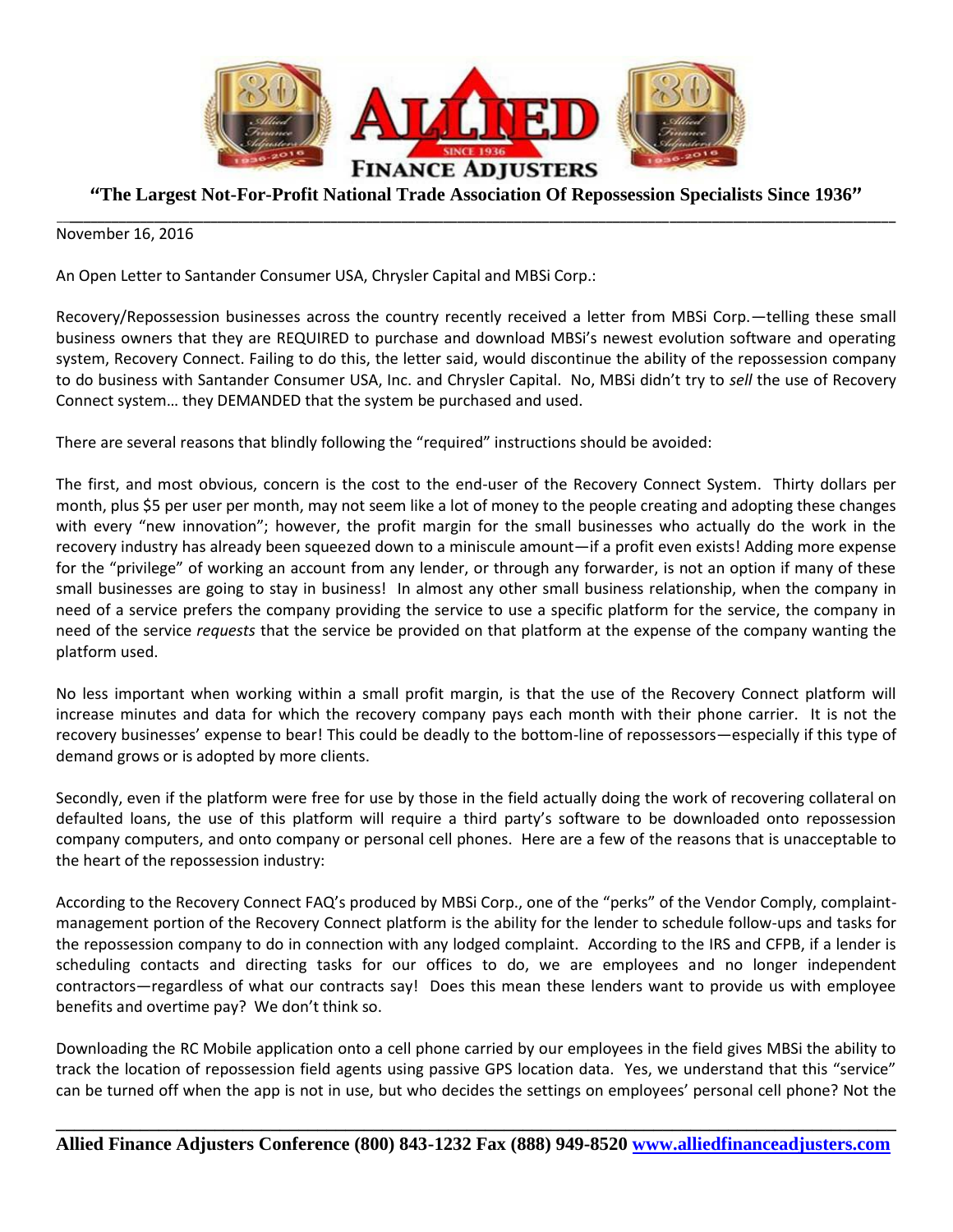**"The Largest Not-For-Profit National Trade Association Of Repossession Specialists Since 1936"**

November 16, 2016

An Open Letter to Santander Consumer USA, Chrysler Capital and MBSi Corp.:

Recovery/Repossession businesses across the country recently received a letter from MBSi Corp.—telling these small business owners that they are REQUIRED to purchase and download MBSi's newest evolution software and operating system, Recovery Connect. Failing to do this, the letter said, would discontinue the ability of the repossession company to do business with Santander Consumer USA, Inc. and Chrysler Capital. No, MBSi didn't try to *sell* the use of Recovery Connect system… they DEMANDED that the system be purchased and used.

There are several reasons that blindly following the "required" instructions should be avoided:

The first, and most obvious, concern is the cost to the end-user of the Recovery Connect System. Thirty dollars per month, plus $5 per user per month, may not seem like a lot of money to the people creating and adopting these changes with every "new innovation"; however, the profit margin for the small businesses who actually do the work in the recovery industry has already been squeezed down to a miniscule amount—if a profit even exists! Adding more expense for the "privilege" of working an account from any lender, or through any forwarder, is not an option if many of these small businesses are going to stay in business! In almost any other small business relationship, when the company in need of a service prefers the company providing the service to use a specific platform for the service, the company in need of the service *requests* that the service be provided on that platform at the expense of the company wanting the platform used.

No less important when working within a small profit margin, is that the use of the Recovery Connect platform will increase minutes and data for which the recovery company pays each month with their phone carrier. It is not the recovery businesses' expense to bear! This could be deadly to the bottom-line of repossessors—especially if this type of demand grows or is adopted by more clients.

Secondly, even if the platform were free for use by those in the field actually doing the work of recovering collateral on defaulted loans, the use of this platform will require a third party's software to be downloaded onto repossession company computers, and onto company or personal cell phones. Here are a few of the reasons that is unacceptable to the heart of the repossession industry:

According to the Recovery Connect FAQ's produced by MBSi Corp., one of the "perks" of the Vendor Comply, complaint-management portion of the Recovery Connect platform is the ability for the lender to schedule follow-ups and tasks for the repossession company to do in connection with any lodged complaint. According to the IRS and CFPB, if a lender is scheduling contacts and directing tasks for our offices to do, we are employees and no longer independent contractors—regardless of what our contracts say! Does this mean these lenders want to provide us with employee benefits and overtime pay? We don't think so.

Downloading the RC Mobile application onto a cell phone carried by our employees in the field gives MBSi the ability to track the location of repossession field agents using passive GPS location data. Yes, we understand that this "service" can be turned off when the app is not in use, but who decides the settings on employees' personal cell phone? Not the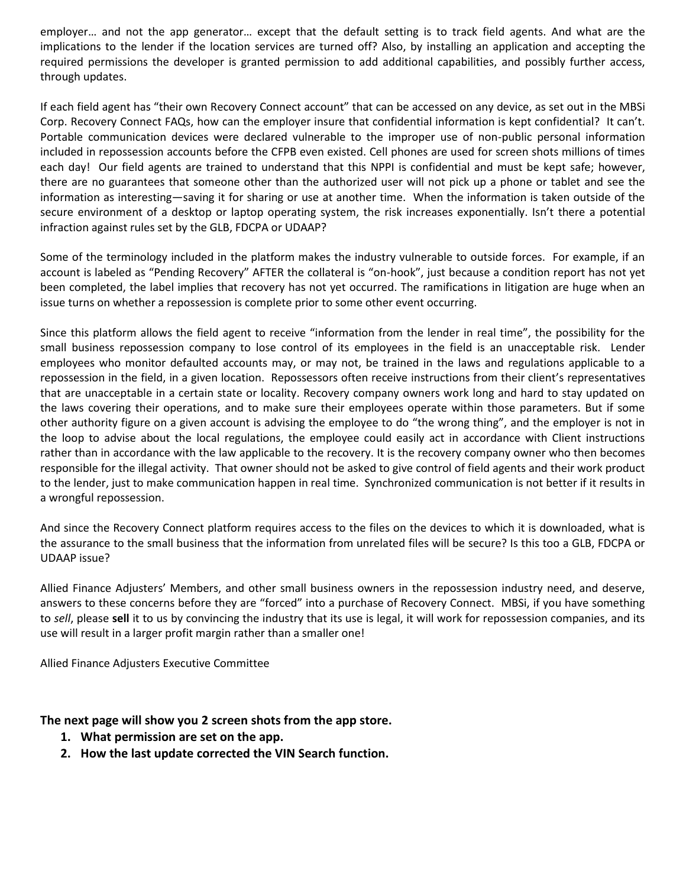employer… and not the app generator… except that the default setting is to track field agents. And what are the implications to the lender if the location services are turned off? Also, by installing an application and accepting the required permissions the developer is granted permission to add additional capabilities, and possibly further access, through updates.

If each field agent has "their own Recovery Connect account" that can be accessed on any device, as set out in the MBSi Corp. Recovery Connect FAQs, how can the employer insure that confidential information is kept confidential? It can't. Portable communication devices were declared vulnerable to the improper use of non-public personal information included in repossession accounts before the CFPB even existed. Cell phones are used for screen shots millions of times each day! Our field agents are trained to understand that this NPPI is confidential and must be kept safe; however, there are no guarantees that someone other than the authorized user will not pick up a phone or tablet and see the information as interesting—saving it for sharing or use at another time. When the information is taken outside of the secure environment of a desktop or laptop operating system, the risk increases exponentially. Isn't there a potential infraction against rules set by the GLB, FDCPA or UDAAP?

Some of the terminology included in the platform makes the industry vulnerable to outside forces. For example, if an account is labeled as "Pending Recovery" AFTER the collateral is "on-hook", just because a condition report has not yet been completed, the label implies that recovery has not yet occurred. The ramifications in litigation are huge when an issue turns on whether a repossession is complete prior to some other event occurring.

Since this platform allows the field agent to receive "information from the lender in real time", the possibility for the small business repossession company to lose control of its employees in the field is an unacceptable risk. Lender employees who monitor defaulted accounts may, or may not, be trained in the laws and regulations applicable to a repossession in the field, in a given location. Repossessors often receive instructions from their client's representatives that are unacceptable in a certain state or locality. Recovery company owners work long and hard to stay updated on the laws covering their operations, and to make sure their employees operate within those parameters. But if some other authority figure on a given account is advising the employee to do "the wrong thing", and the employer is not in the loop to advise about the local regulations, the employee could easily act in accordance with Client instructions rather than in accordance with the law applicable to the recovery. It is the recovery company owner who then becomes responsible for the illegal activity. That owner should not be asked to give control of field agents and their work product to the lender, just to make communication happen in real time. Synchronized communication is not better if it results in a wrongful repossession.

And since the Recovery Connect platform requires access to the files on the devices to which it is downloaded, what is the assurance to the small business that the information from unrelated files will be secure? Is this too a GLB, FDCPA or UDAAP issue?

Allied Finance Adjusters' Members, and other small business owners in the repossession industry need, and deserve, answers to these concerns before they are "forced" into a purchase of Recovery Connect. MBSi, if you have something to *sell*, please **sell** it to us by convincing the industry that its use is legal, it will work for repossession companies, and its use will result in a larger profit margin rather than a smaller one!

Allied Finance Adjusters Executive Committee

**The next page will show you 2 screen shots from the app store.**

1. **What permission are set on the app.**
2. **How the last update corrected the VIN Search function.**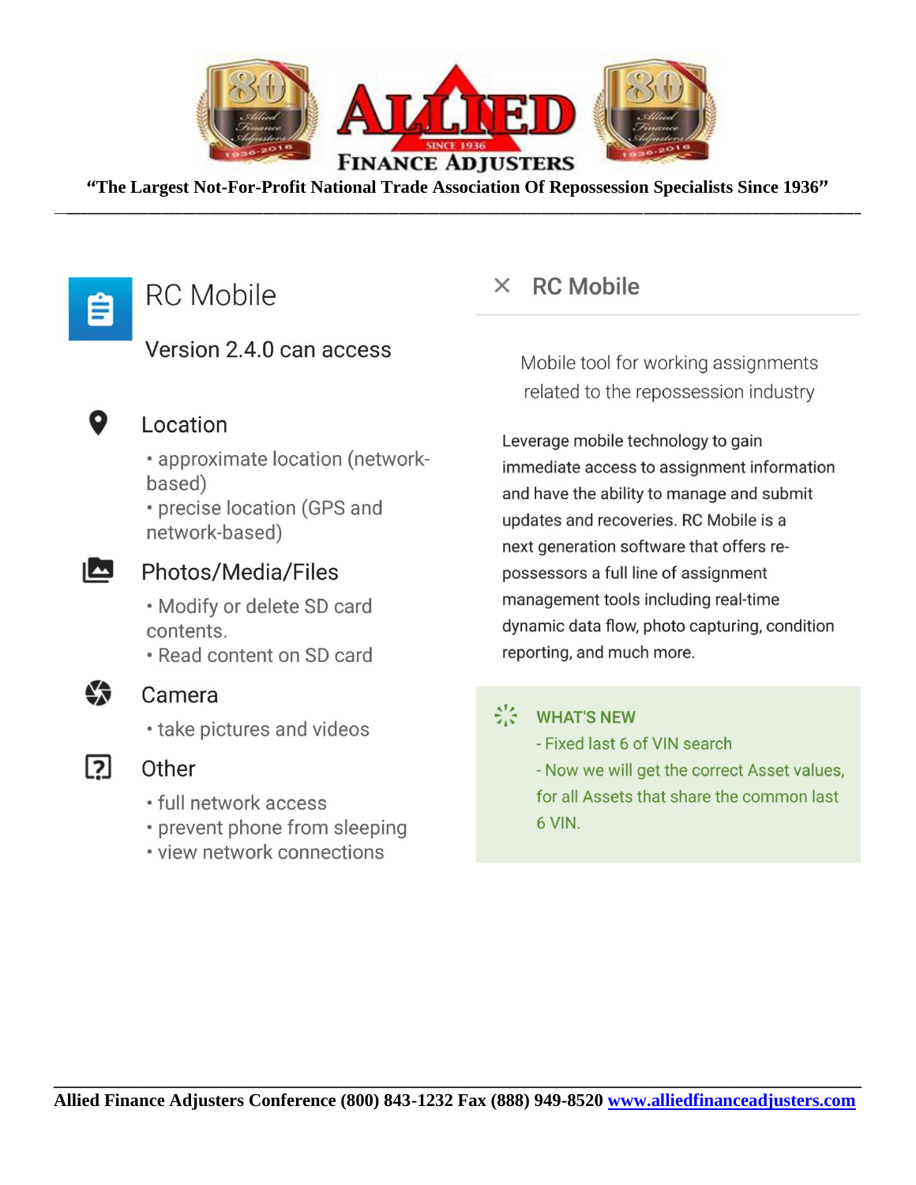**"The Largest Not-For-Profit National Trade Association Of Repossession Specialists Since 1936"**

---

## RC Mobile

Version 2.4.0 can access

### Location

- approximate location (network-based)
- precise location (GPS and network-based)

### Photos/Media/Files

- Modify or delete SD card contents.
- Read content on SD card

### Camera

- take pictures and videos

### Other

- full network access
- prevent phone from sleeping
- view network connections

## RC Mobile

Mobile tool for working assignments related to the repossession industry

Leverage mobile technology to gain immediate access to assignment information and have the ability to manage and submit updates and recoveries. RC Mobile is a next generation software that offers re-possessors a full line of assignment management tools including real-time dynamic data flow, photo capturing, condition reporting, and much more.

### WHAT'S NEW

- Fixed last 6 of VIN search
- Now we will get the correct Asset values, for all Assets that share the common last 6 VIN.